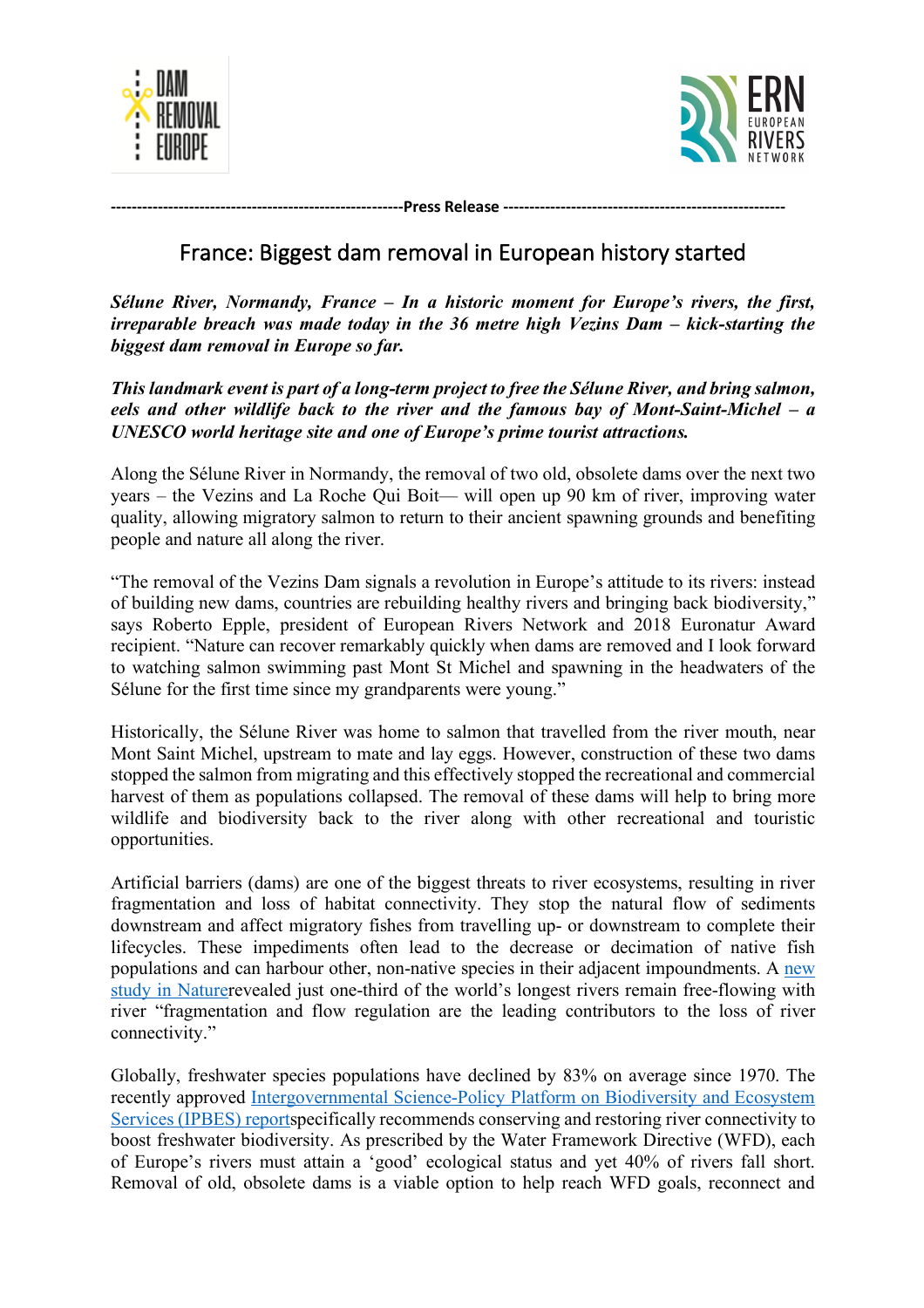DAM REMOVAL EUROPE

ERN EUROPEAN RIVERS NETWORK

---------------------------------------------------------Press Release ---------------------------------------------------------

# France: Biggest dam removal in European history started

***Sélune River, Normandy, France – In a historic moment for Europe's rivers, the first, irreparable breach was made today in the 36 metre high Vezins Dam – kick-starting the biggest dam removal in Europe so far.***

***This landmark event is part of a long-term project to free the Sélune River, and bring salmon, eels and other wildlife back to the river and the famous bay of Mont-Saint-Michel – a UNESCO world heritage site and one of Europe's prime tourist attractions.***

Along the Sélune River in Normandy, the removal of two old, obsolete dams over the next two years – the Vezins and La Roche Qui Boit— will open up 90 km of river, improving water quality, allowing migratory salmon to return to their ancient spawning grounds and benefiting people and nature all along the river.

"The removal of the Vezins Dam signals a revolution in Europe's attitude to its rivers: instead of building new dams, countries are rebuilding healthy rivers and bringing back biodiversity," says Roberto Epple, president of European Rivers Network and 2018 Euronatur Award recipient. "Nature can recover remarkably quickly when dams are removed and I look forward to watching salmon swimming past Mont St Michel and spawning in the headwaters of the Sélune for the first time since my grandparents were young."

Historically, the Sélune River was home to salmon that travelled from the river mouth, near Mont Saint Michel, upstream to mate and lay eggs. However, construction of these two dams stopped the salmon from migrating and this effectively stopped the recreational and commercial harvest of them as populations collapsed. The removal of these dams will help to bring more wildlife and biodiversity back to the river along with other recreational and touristic opportunities.

Artificial barriers (dams) are one of the biggest threats to river ecosystems, resulting in river fragmentation and loss of habitat connectivity. They stop the natural flow of sediments downstream and affect migratory fishes from travelling up- or downstream to complete their lifecycles. These impediments often lead to the decrease or decimation of native fish populations and can harbour other, non-native species in their adjacent impoundments. A new study in Naturerevealed just one-third of the world's longest rivers remain free-flowing with river "fragmentation and flow regulation are the leading contributors to the loss of river connectivity."

Globally, freshwater species populations have declined by 83% on average since 1970. The recently approved Intergovernmental Science-Policy Platform on Biodiversity and Ecosystem Services (IPBES) reportspecifically recommends conserving and restoring river connectivity to boost freshwater biodiversity. As prescribed by the Water Framework Directive (WFD), each of Europe's rivers must attain a 'good' ecological status and yet 40% of rivers fall short. Removal of old, obsolete dams is a viable option to help reach WFD goals, reconnect and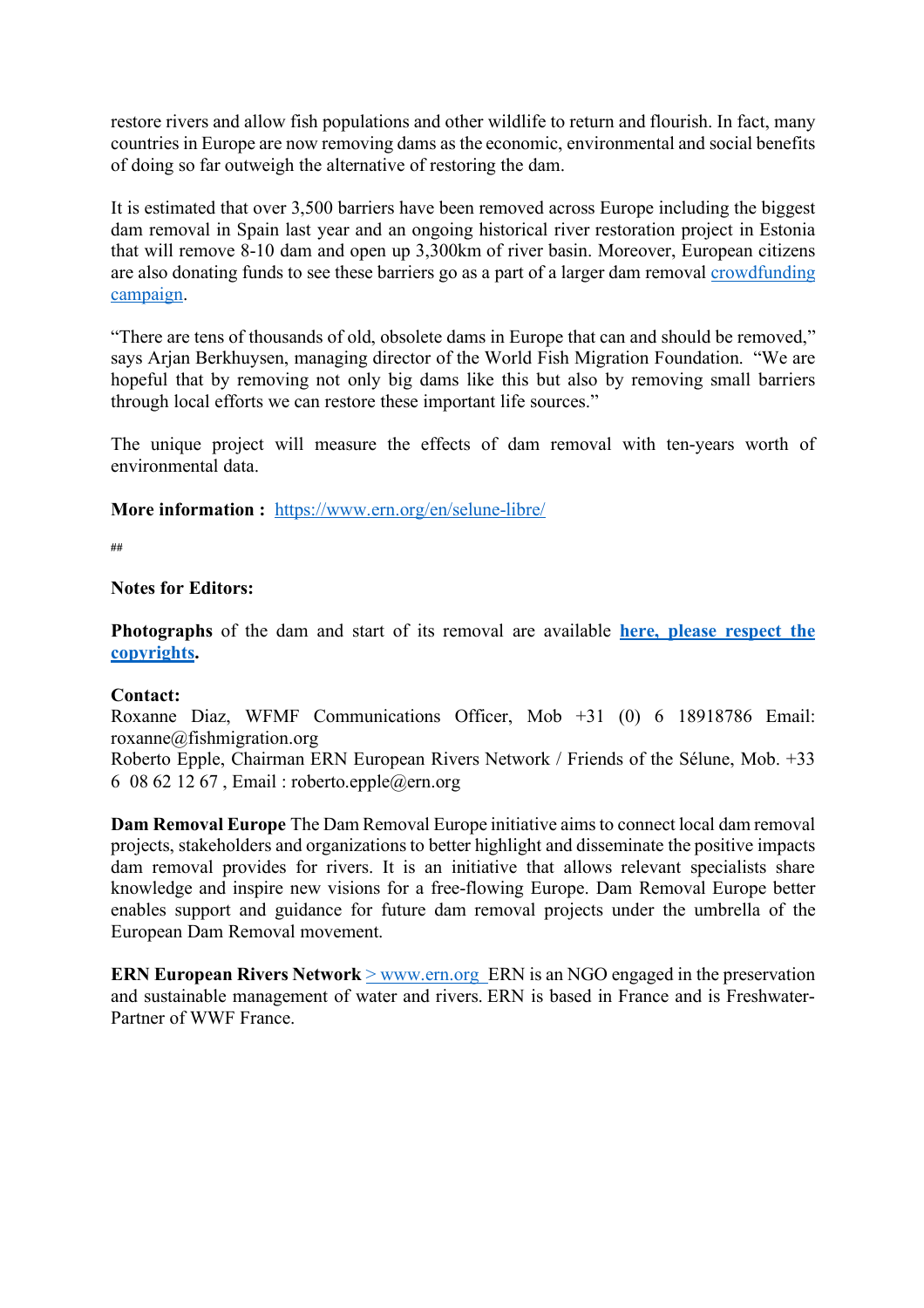restore rivers and allow fish populations and other wildlife to return and flourish. In fact, many countries in Europe are now removing dams as the economic, environmental and social benefits of doing so far outweigh the alternative of restoring the dam.

It is estimated that over 3,500 barriers have been removed across Europe including the biggest dam removal in Spain last year and an ongoing historical river restoration project in Estonia that will remove 8-10 dam and open up 3,300km of river basin. Moreover, European citizens are also donating funds to see these barriers go as a part of a larger dam removal crowdfunding campaign.

"There are tens of thousands of old, obsolete dams in Europe that can and should be removed," says Arjan Berkhuysen, managing director of the World Fish Migration Foundation. "We are hopeful that by removing not only big dams like this but also by removing small barriers through local efforts we can restore these important life sources."

The unique project will measure the effects of dam removal with ten-years worth of environmental data.

**More information :** https://www.ern.org/en/selune-libre/

##

**Notes for Editors:**

**Photographs** of the dam and start of its removal are available **here, please respect the copyrights.**

**Contact:**
Roxanne Diaz, WFMF Communications Officer, Mob +31 (0) 6 18918786 Email: roxanne@fishmigration.org
Roberto Epple, Chairman ERN European Rivers Network / Friends of the Sélune, Mob. +33 6 08 62 12 67 , Email : roberto.epple@ern.org

**Dam Removal Europe** The Dam Removal Europe initiative aims to connect local dam removal projects, stakeholders and organizations to better highlight and disseminate the positive impacts dam removal provides for rivers. It is an initiative that allows relevant specialists share knowledge and inspire new visions for a free-flowing Europe. Dam Removal Europe better enables support and guidance for future dam removal projects under the umbrella of the European Dam Removal movement.

**ERN European Rivers Network** > www.ern.org ERN is an NGO engaged in the preservation and sustainable management of water and rivers. ERN is based in France and is Freshwater-Partner of WWF France.